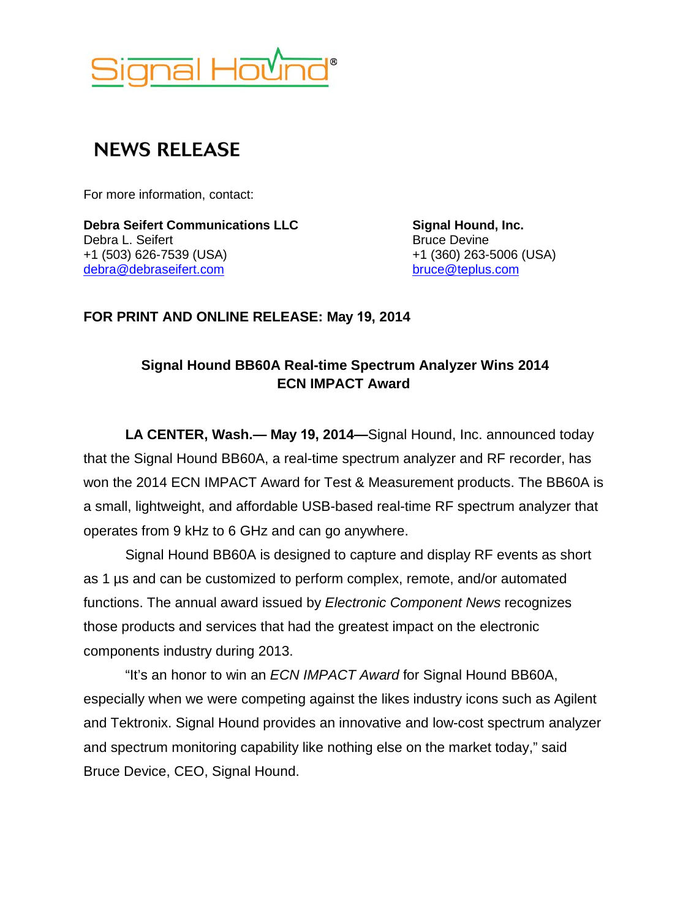Signal Hound®

# NEWS RELEASE

For more information, contact:

**Debra Seifert Communications LLC**
Debra L. Seifert
+1 (503) 626-7539 (USA)
debra@debraseifert.com

**Signal Hound, Inc.**
Bruce Devine
+1 (360) 263-5006 (USA)
bruce@teplus.com

**FOR PRINT AND ONLINE RELEASE: May 19, 2014**

## Signal Hound BB60A Real-time Spectrum Analyzer Wins 2014 ECN IMPACT Award

**LA CENTER, Wash.— May 19, 2014—**Signal Hound, Inc. announced today that the Signal Hound BB60A, a real-time spectrum analyzer and RF recorder, has won the 2014 ECN IMPACT Award for Test & Measurement products. The BB60A is a small, lightweight, and affordable USB-based real-time RF spectrum analyzer that operates from 9 kHz to 6 GHz and can go anywhere.

Signal Hound BB60A is designed to capture and display RF events as short as 1 µs and can be customized to perform complex, remote, and/or automated functions. The annual award issued by *Electronic Component News* recognizes those products and services that had the greatest impact on the electronic components industry during 2013.

"It's an honor to win an *ECN IMPACT Award* for Signal Hound BB60A, especially when we were competing against the likes industry icons such as Agilent and Tektronix. Signal Hound provides an innovative and low-cost spectrum analyzer and spectrum monitoring capability like nothing else on the market today," said Bruce Device, CEO, Signal Hound.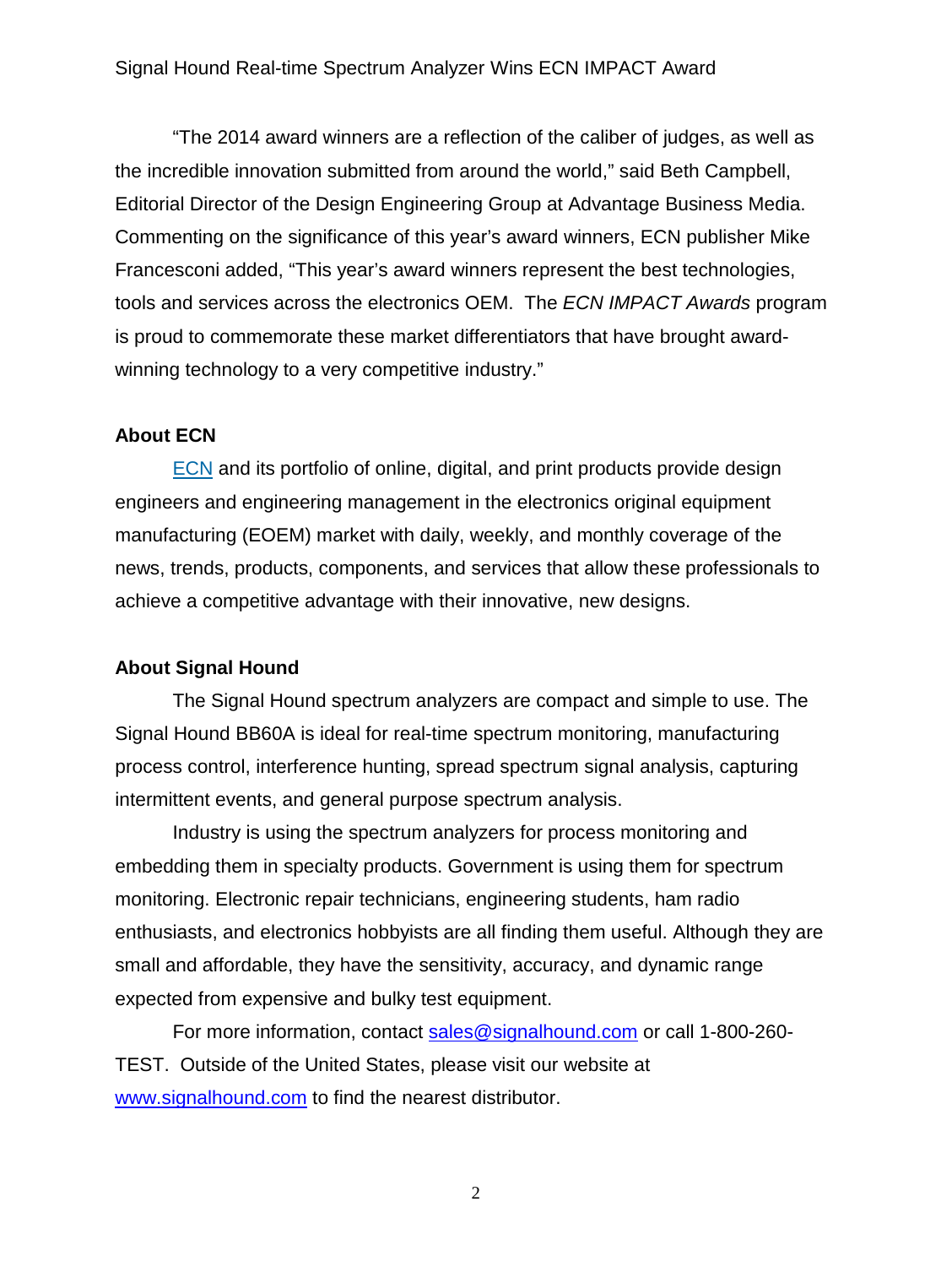"The 2014 award winners are a reflection of the caliber of judges, as well as the incredible innovation submitted from around the world," said Beth Campbell, Editorial Director of the Design Engineering Group at Advantage Business Media. Commenting on the significance of this year's award winners, ECN publisher Mike Francesconi added, "This year's award winners represent the best technologies, tools and services across the electronics OEM. The *ECN IMPACT Awards* program is proud to commemorate these market differentiators that have brought award-winning technology to a very competitive industry."

**About ECN**

ECN and its portfolio of online, digital, and print products provide design engineers and engineering management in the electronics original equipment manufacturing (EOEM) market with daily, weekly, and monthly coverage of the news, trends, products, components, and services that allow these professionals to achieve a competitive advantage with their innovative, new designs.

**About Signal Hound**

The Signal Hound spectrum analyzers are compact and simple to use. The Signal Hound BB60A is ideal for real-time spectrum monitoring, manufacturing process control, interference hunting, spread spectrum signal analysis, capturing intermittent events, and general purpose spectrum analysis.

Industry is using the spectrum analyzers for process monitoring and embedding them in specialty products. Government is using them for spectrum monitoring. Electronic repair technicians, engineering students, ham radio enthusiasts, and electronics hobbyists are all finding them useful. Although they are small and affordable, they have the sensitivity, accuracy, and dynamic range expected from expensive and bulky test equipment.

For more information, contact sales@signalhound.com or call 1-800-260-TEST. Outside of the United States, please visit our website at www.signalhound.com to find the nearest distributor.